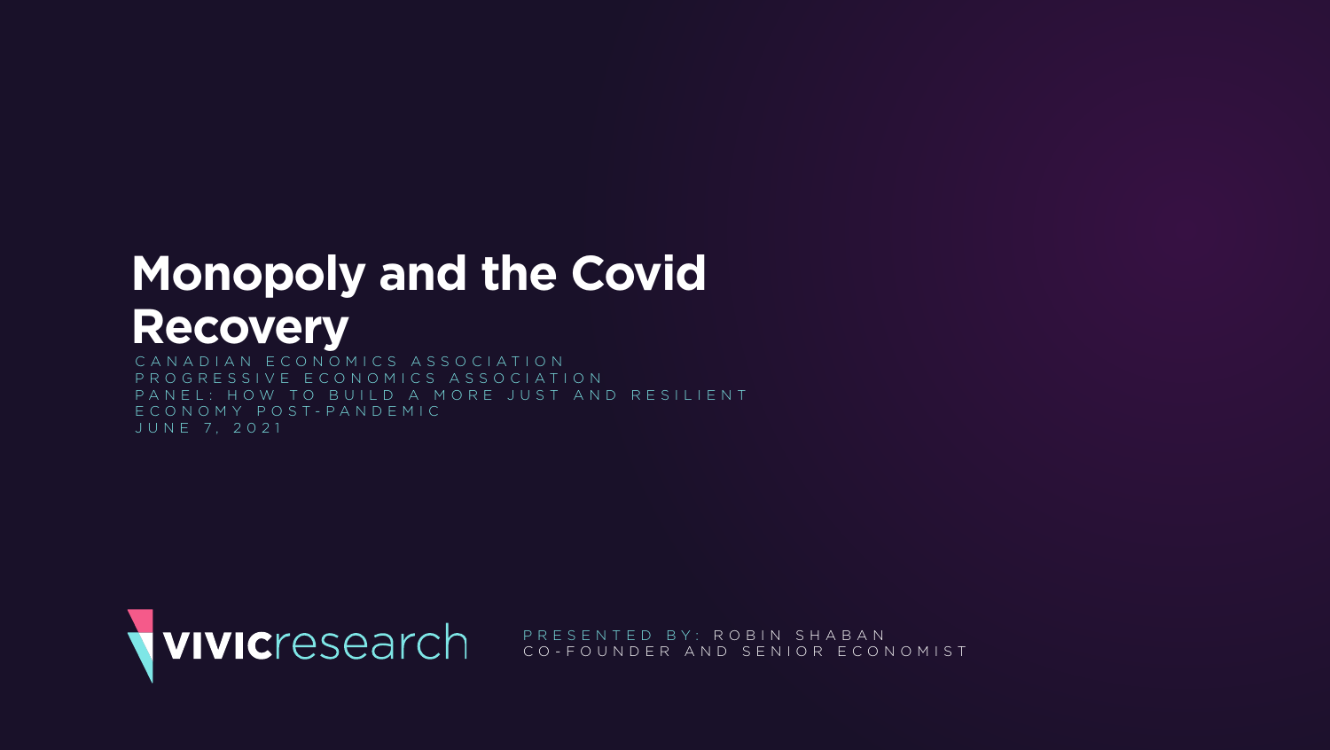# Monopoly and the Covid Recovery

CANADIAN ECONOMICS ASSOCIATION
PROGRESSIVE ECONOMICS ASSOCIATION
PANEL: HOW TO BUILD A MORE JUST AND RESILIENT ECONOMY POST-PANDEMIC
JUNE 7, 2021

vivicresearch

PRESENTED BY: ROBIN SHABAN
CO-FOUNDER AND SENIOR ECONOMIST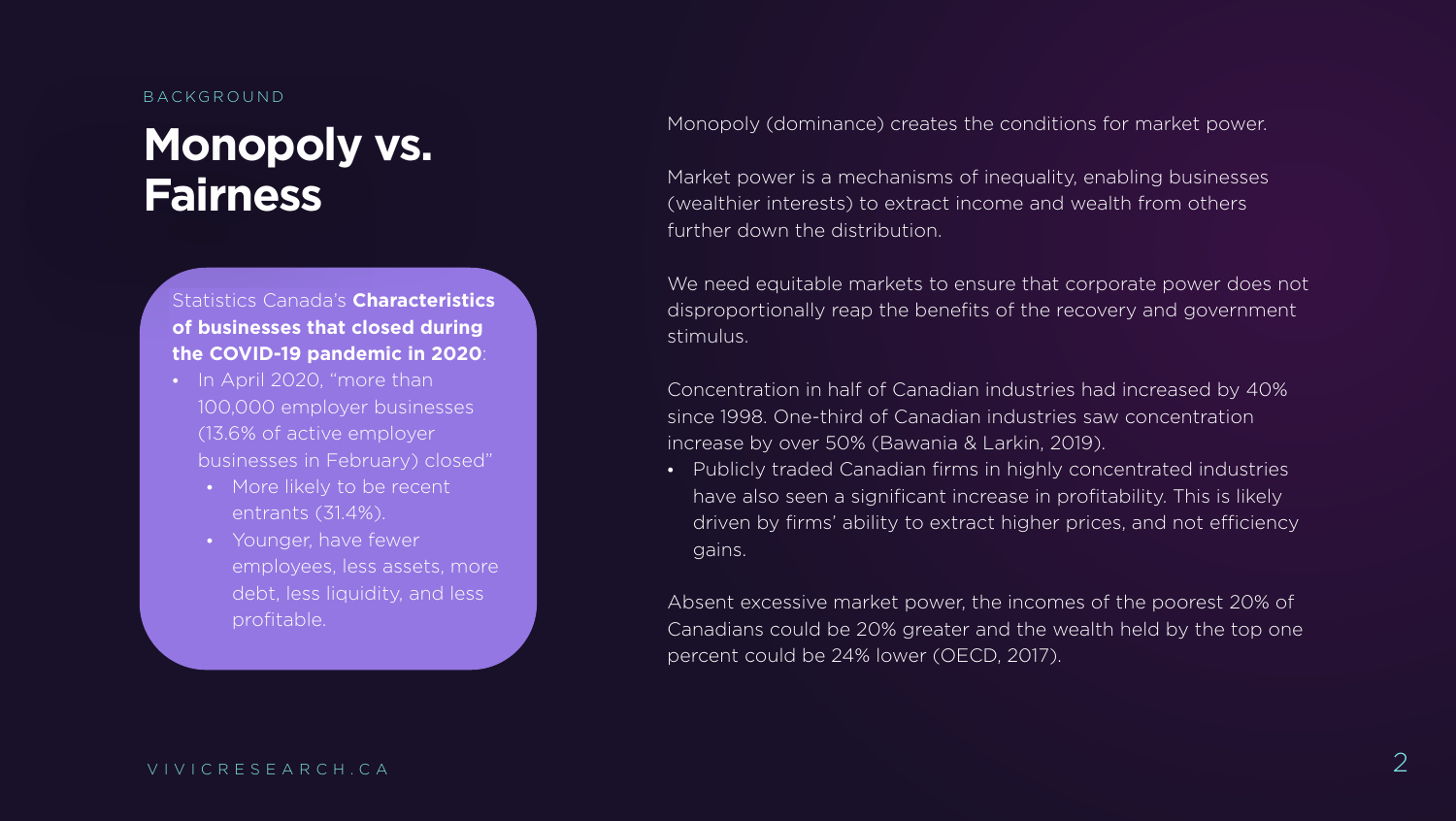BACKGROUND

# Monopoly vs. Fairness

Statistics Canada's **Characteristics of businesses that closed during the COVID-19 pandemic in 2020**:

- In April 2020, "more than 100,000 employer businesses (13.6% of active employer businesses in February) closed"
  - More likely to be recent entrants (31.4%).
  - Younger, have fewer employees, less assets, more debt, less liquidity, and less profitable.

Monopoly (dominance) creates the conditions for market power.

Market power is a mechanisms of inequality, enabling businesses (wealthier interests) to extract income and wealth from others further down the distribution.

We need equitable markets to ensure that corporate power does not disproportionally reap the benefits of the recovery and government stimulus.

Concentration in half of Canadian industries had increased by 40% since 1998. One-third of Canadian industries saw concentration increase by over 50% (Bawania & Larkin, 2019).

- Publicly traded Canadian firms in highly concentrated industries have also seen a significant increase in profitability. This is likely driven by firms' ability to extract higher prices, and not efficiency gains.

Absent excessive market power, the incomes of the poorest 20% of Canadians could be 20% greater and the wealth held by the top one percent could be 24% lower (OECD, 2017).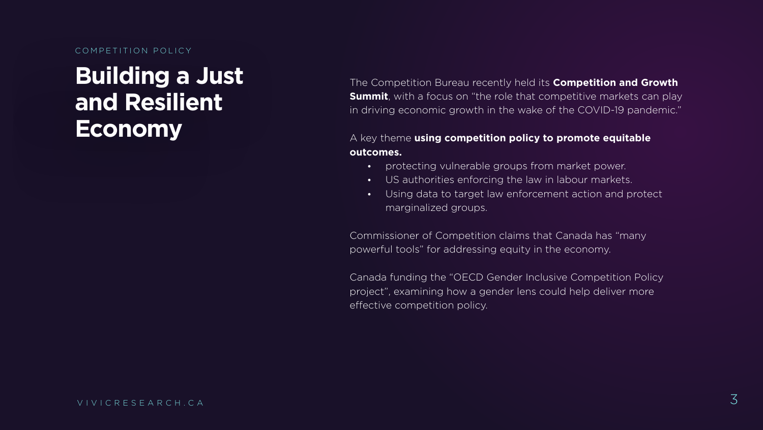COMPETITION POLICY

# Building a Just and Resilient Economy

The Competition Bureau recently held its **Competition and Growth Summit**, with a focus on "the role that competitive markets can play in driving economic growth in the wake of the COVID-19 pandemic."

A key theme **using competition policy to promote equitable outcomes.**

- protecting vulnerable groups from market power.
- US authorities enforcing the law in labour markets.
- Using data to target law enforcement action and protect marginalized groups.

Commissioner of Competition claims that Canada has "many powerful tools" for addressing equity in the economy.

Canada funding the "OECD Gender Inclusive Competition Policy project", examining how a gender lens could help deliver more effective competition policy.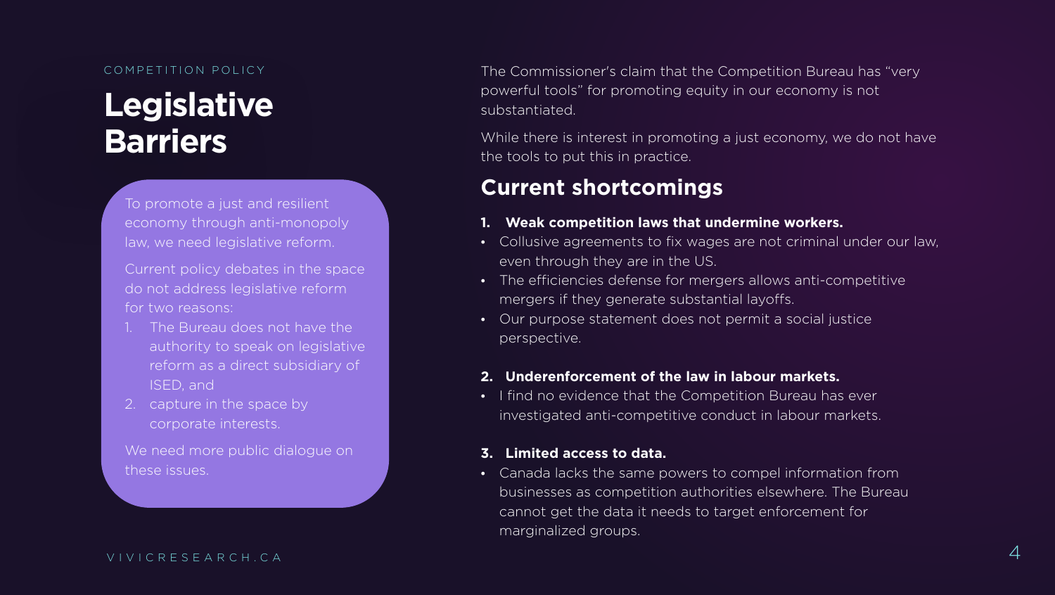COMPETITION POLICY

# Legislative Barriers

To promote a just and resilient economy through anti-monopoly law, we need legislative reform.

Current policy debates in the space do not address legislative reform for two reasons:

1. The Bureau does not have the authority to speak on legislative reform as a direct subsidiary of ISED, and
2. capture in the space by corporate interests.

We need more public dialogue on these issues.

The Commissioner's claim that the Competition Bureau has "very powerful tools" for promoting equity in our economy is not substantiated.

While there is interest in promoting a just economy, we do not have the tools to put this in practice.

## Current shortcomings

**1. Weak competition laws that undermine workers.**

- Collusive agreements to fix wages are not criminal under our law, even through they are in the US.
- The efficiencies defense for mergers allows anti-competitive mergers if they generate substantial layoffs.
- Our purpose statement does not permit a social justice perspective.

**2. Underenforcement of the law in labour markets.**

- I find no evidence that the Competition Bureau has ever investigated anti-competitive conduct in labour markets.

**3. Limited access to data.**

- Canada lacks the same powers to compel information from businesses as competition authorities elsewhere. The Bureau cannot get the data it needs to target enforcement for marginalized groups.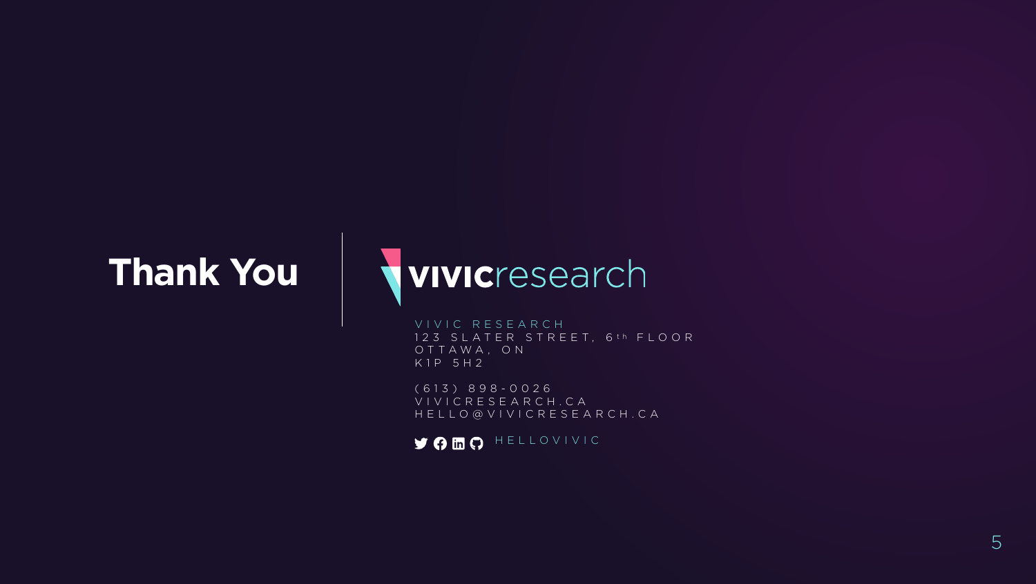# Thank You

vivicresearch

VIVIC RESEARCH
123 SLATER STREET, 6th FLOOR
OTTAWA, ON
K1P 5H2

(613) 898-0026
VIVICRESEARCH.CA
HELLO@VIVICRESEARCH.CA

HELLOVIVIC